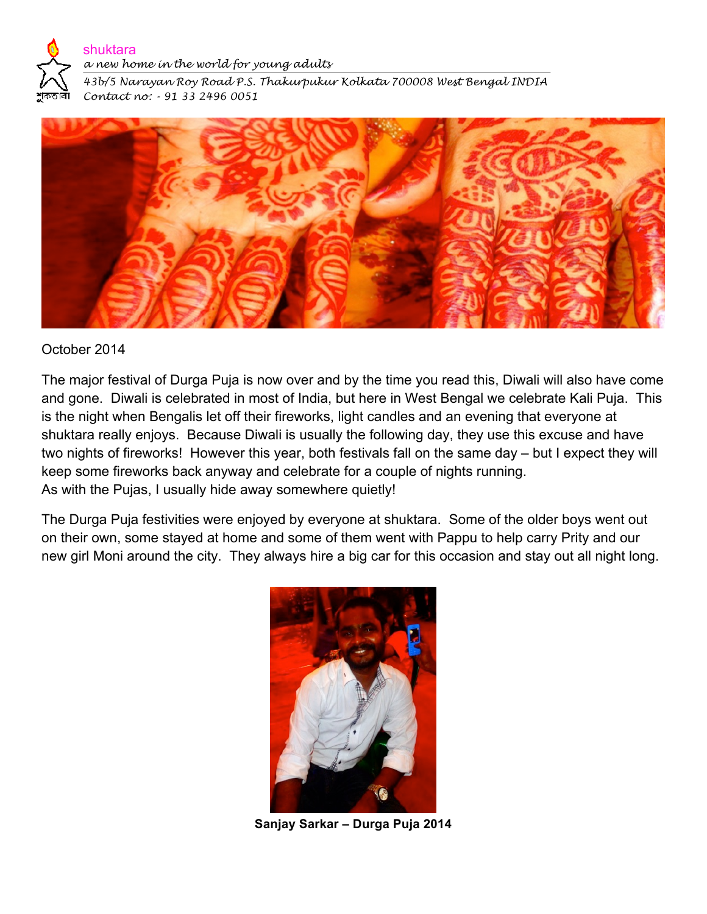shuktara

*a new home in the world for young adults*

*43b/5 Narayan Roy Road P.S. Thakurpukur Kolkata 700008 West Bengal INDIA*

*Contact no: - 91 33 2496 0051*

October 2014

The major festival of Durga Puja is now over and by the time you read this, Diwali will also have come and gone. Diwali is celebrated in most of India, but here in West Bengal we celebrate Kali Puja. This is the night when Bengalis let off their fireworks, light candles and an evening that everyone at shuktara really enjoys. Because Diwali is usually the following day, they use this excuse and have two nights of fireworks! However this year, both festivals fall on the same day – but I expect they will keep some fireworks back anyway and celebrate for a couple of nights running.
As with the Pujas, I usually hide away somewhere quietly!

The Durga Puja festivities were enjoyed by everyone at shuktara. Some of the older boys went out on their own, some stayed at home and some of them went with Pappu to help carry Prity and our new girl Moni around the city. They always hire a big car for this occasion and stay out all night long.

**Sanjay Sarkar – Durga Puja 2014**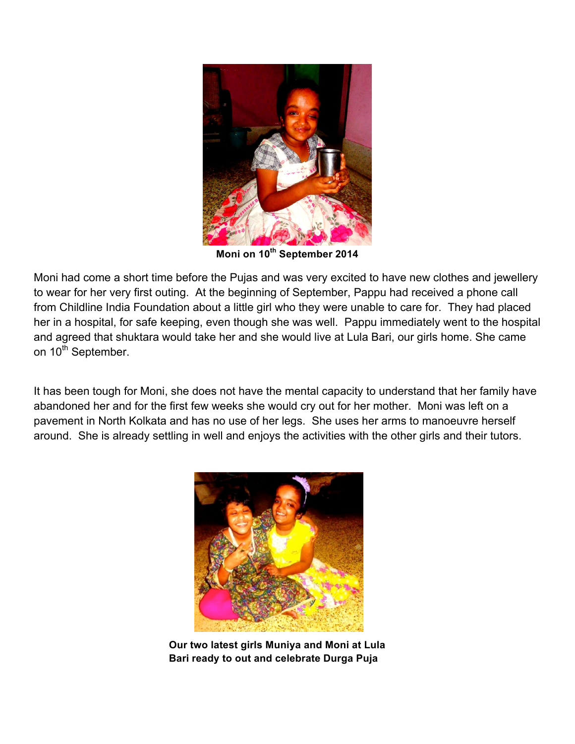**Moni on 10th September 2014**

Moni had come a short time before the Pujas and was very excited to have new clothes and jewellery to wear for her very first outing. At the beginning of September, Pappu had received a phone call from Childline India Foundation about a little girl who they were unable to care for. They had placed her in a hospital, for safe keeping, even though she was well. Pappu immediately went to the hospital and agreed that shuktara would take her and she would live at Lula Bari, our girls home. She came on 10th September.

It has been tough for Moni, she does not have the mental capacity to understand that her family have abandoned her and for the first few weeks she would cry out for her mother. Moni was left on a pavement in North Kolkata and has no use of her legs. She uses her arms to manoeuvre herself around. She is already settling in well and enjoys the activities with the other girls and their tutors.

**Our two latest girls Muniya and Moni at Lula Bari ready to out and celebrate Durga Puja**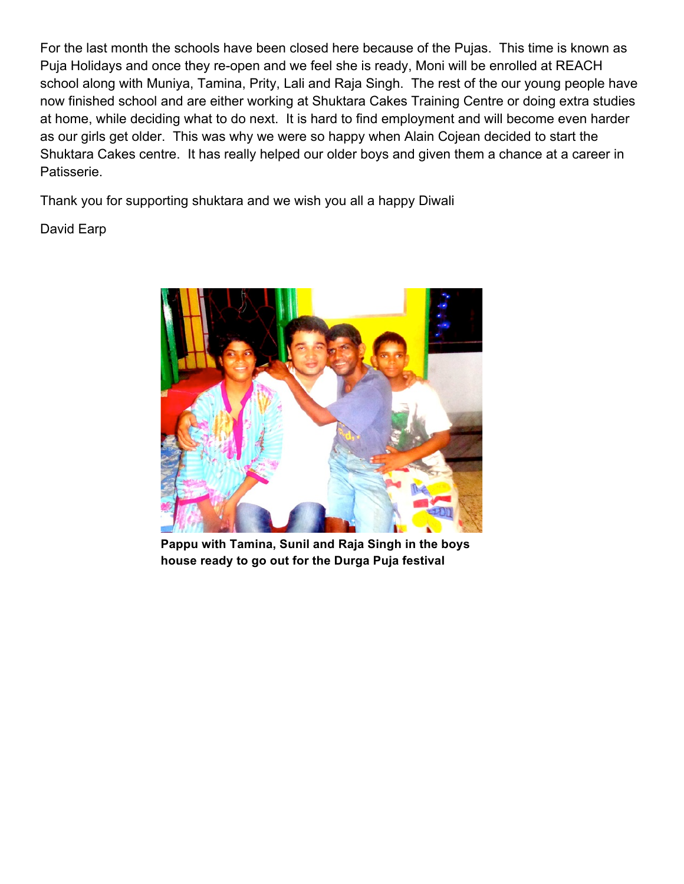For the last month the schools have been closed here because of the Pujas. This time is known as Puja Holidays and once they re-open and we feel she is ready, Moni will be enrolled at REACH school along with Muniya, Tamina, Prity, Lali and Raja Singh. The rest of the our young people have now finished school and are either working at Shuktara Cakes Training Centre or doing extra studies at home, while deciding what to do next. It is hard to find employment and will become even harder as our girls get older. This was why we were so happy when Alain Cojean decided to start the Shuktara Cakes centre. It has really helped our older boys and given them a chance at a career in Patisserie.

Thank you for supporting shuktara and we wish you all a happy Diwali

David Earp

**Pappu with Tamina, Sunil and Raja Singh in the boys house ready to go out for the Durga Puja festival**